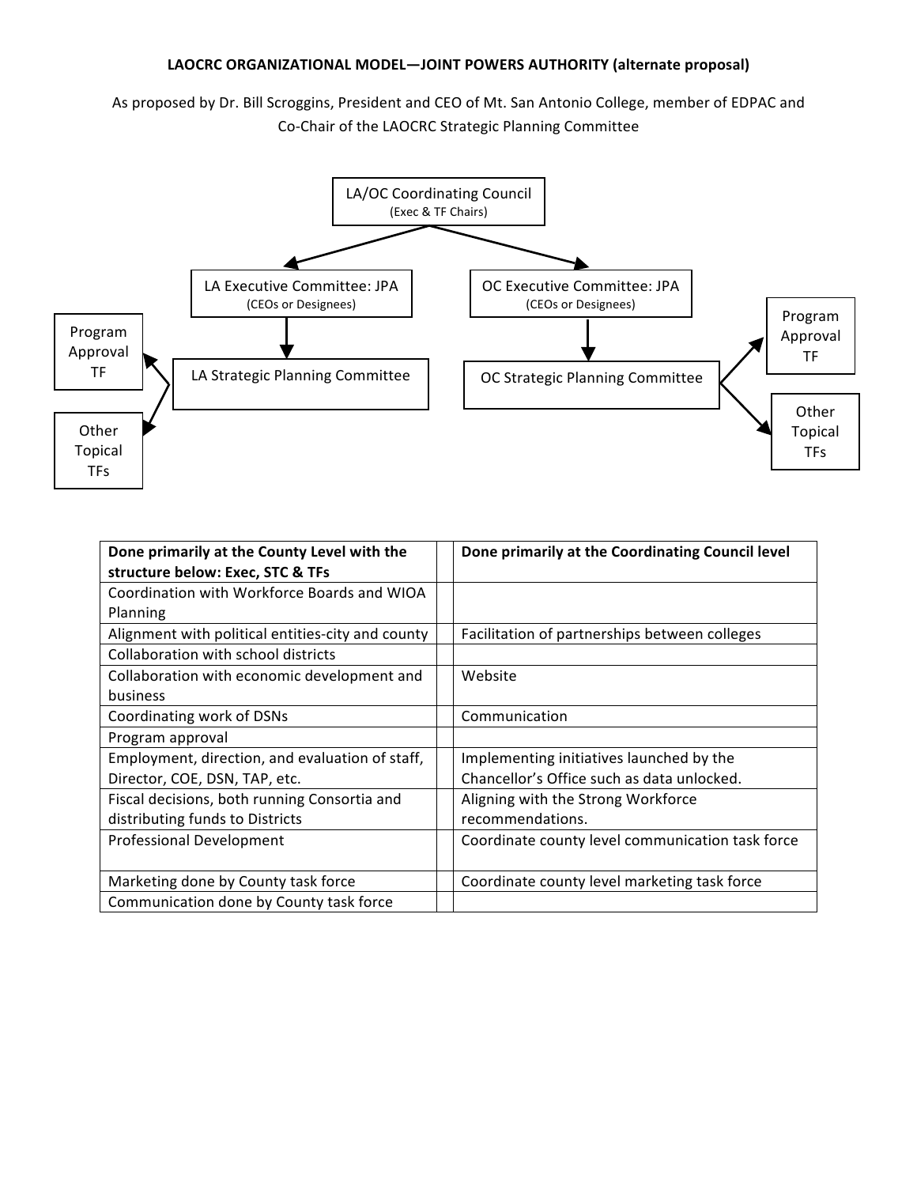**LAOCRC ORGANIZATIONAL MODEL—JOINT POWERS AUTHORITY (alternate proposal)**

As proposed by Dr. Bill Scroggins, President and CEO of Mt. San Antonio College, member of EDPAC and Co-Chair of the LAOCRC Strategic Planning Committee

LA/OC Coordinating Council
(Exec & TF Chairs)

LA Executive Committee: JPA
(CEOs or Designees)

OC Executive Committee: JPA
(CEOs or Designees)

LA Strategic Planning Committee

OC Strategic Planning Committee

Program Approval TF

Other Topical TFs

Program Approval TF

Other Topical TFs

| Done primarily at the County Level with the structure below: Exec, STC & TFs | | Done primarily at the Coordinating Council level |
|---|---|---|
| Coordination with Workforce Boards and WIOA Planning | | |
| Alignment with political entities-city and county | | Facilitation of partnerships between colleges |
| Collaboration with school districts | | |
| Collaboration with economic development and business | | Website |
| Coordinating work of DSNs | | Communication |
| Program approval | | |
| Employment, direction, and evaluation of staff, Director, COE, DSN, TAP, etc. | | Implementing initiatives launched by the Chancellor's Office such as data unlocked. |
| Fiscal decisions, both running Consortia and distributing funds to Districts | | Aligning with the Strong Workforce recommendations. |
| Professional Development | | Coordinate county level communication task force |
| Marketing done by County task force | | Coordinate county level marketing task force |
| Communication done by County task force | | |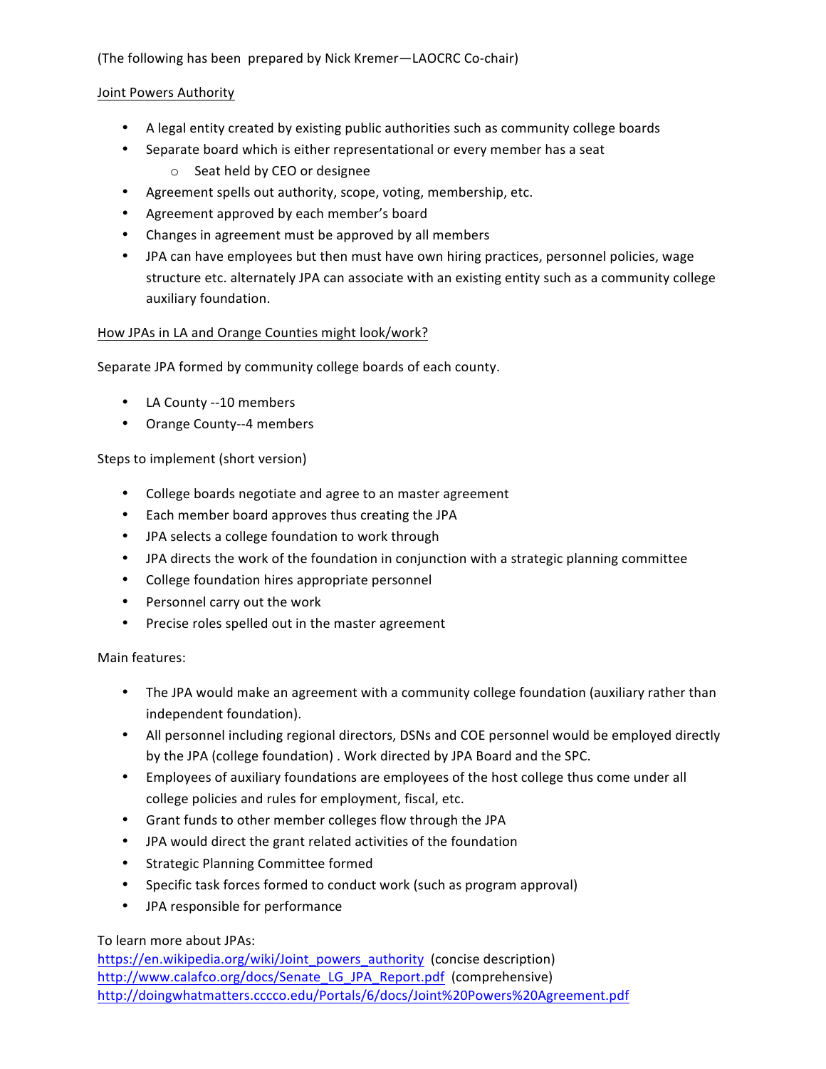(The following has been prepared by Nick Kremer—LAOCRC Co-chair)

Joint Powers Authority

- A legal entity created by existing public authorities such as community college boards
- Separate board which is either representational or every member has a seat
  - Seat held by CEO or designee
- Agreement spells out authority, scope, voting, membership, etc.
- Agreement approved by each member's board
- Changes in agreement must be approved by all members
- JPA can have employees but then must have own hiring practices, personnel policies, wage structure etc. alternately JPA can associate with an existing entity such as a community college auxiliary foundation.

How JPAs in LA and Orange Counties might look/work?

Separate JPA formed by community college boards of each county.

- LA County --10 members
- Orange County--4 members

Steps to implement (short version)

- College boards negotiate and agree to an master agreement
- Each member board approves thus creating the JPA
- JPA selects a college foundation to work through
- JPA directs the work of the foundation in conjunction with a strategic planning committee
- College foundation hires appropriate personnel
- Personnel carry out the work
- Precise roles spelled out in the master agreement

Main features:

- The JPA would make an agreement with a community college foundation (auxiliary rather than independent foundation).
- All personnel including regional directors, DSNs and COE personnel would be employed directly by the JPA (college foundation) . Work directed by JPA Board and the SPC.
- Employees of auxiliary foundations are employees of the host college thus come under all college policies and rules for employment, fiscal, etc.
- Grant funds to other member colleges flow through the JPA
- JPA would direct the grant related activities of the foundation
- Strategic Planning Committee formed
- Specific task forces formed to conduct work (such as program approval)
- JPA responsible for performance

To learn more about JPAs:
https://en.wikipedia.org/wiki/Joint_powers_authority (concise description)
http://www.calafco.org/docs/Senate_LG_JPA_Report.pdf (comprehensive)
http://doingwhatmatters.cccco.edu/Portals/6/docs/Joint%20Powers%20Agreement.pdf